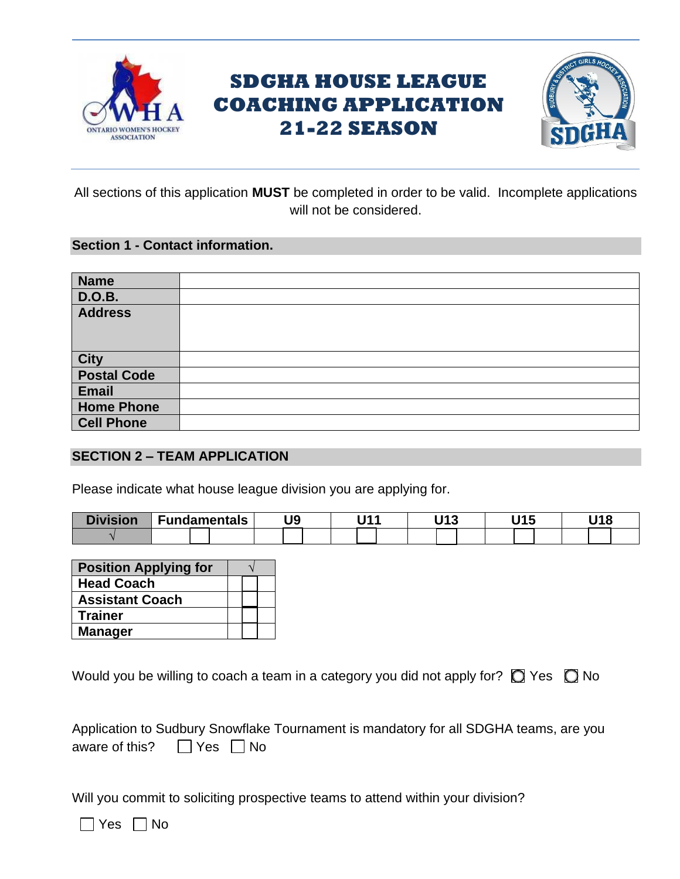# SDGHA HOUSE LEAGUE COACHING APPLICATION 21-22 SEASON

All sections of this application **MUST** be completed in order to be valid. Incomplete applications will not be considered.

## Section 1 - Contact information.

| **Name** | |
|---|---|
| **D.O.B.** | |
| **Address** | |
| **City** | |
| **Postal Code** | |
| **Email** | |
| **Home Phone** | |
| **Cell Phone** | |

## SECTION 2 – TEAM APPLICATION

Please indicate what house league division you are applying for.

| Division | Fundamentals | U9 | U11 | U13 | U15 | U18 |
|---|---|---|---|---|---|---|
| √ | ☐ | ☐ | ☐ | ☐ | ☐ | ☐ |

| Position Applying for | √ |
|---|---|
| Head Coach | ☐ |
| Assistant Coach | ☐ |
| Trainer | ☐ |
| Manager | ☐ |

Would you be willing to coach a team in a category you did not apply for? ◯ Yes ◯ No

Application to Sudbury Snowflake Tournament is mandatory for all SDGHA teams, are you aware of this? ☐ Yes ☐ No

Will you commit to soliciting prospective teams to attend within your division?

☐ Yes ☐ No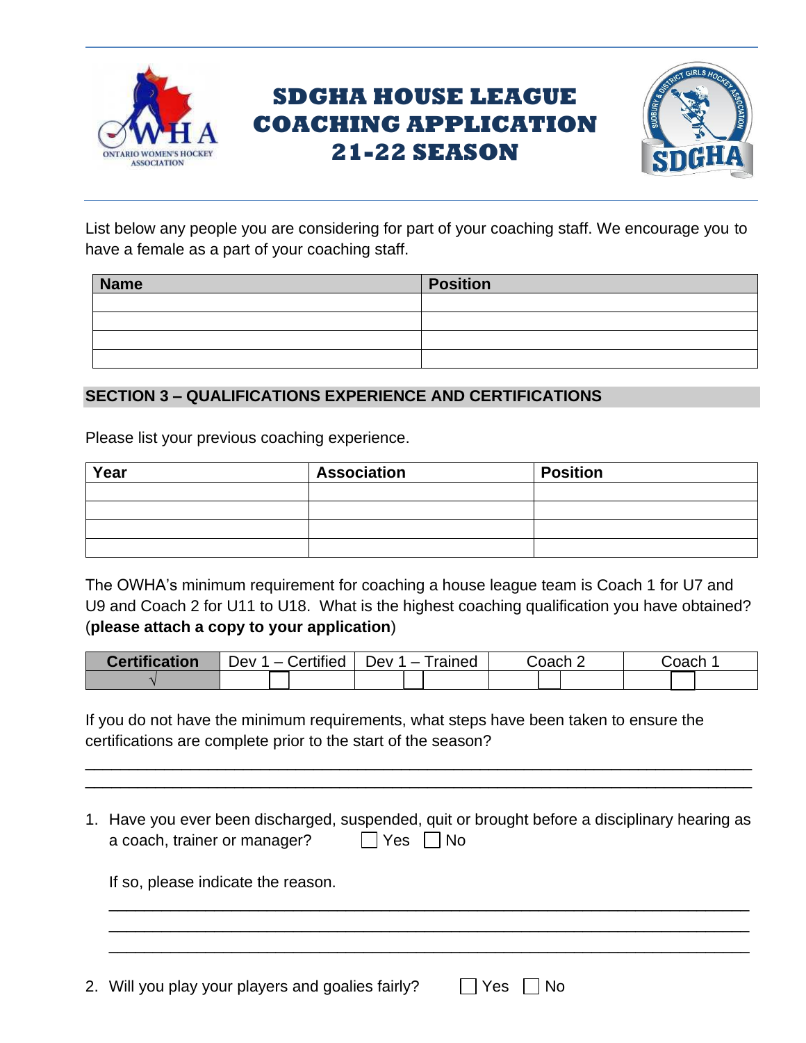# SDGHA HOUSE LEAGUE COACHING APPLICATION 21-22 SEASON

List below any people you are considering for part of your coaching staff. We encourage you to have a female as a part of your coaching staff.

| Name | Position |
|---|---|
| | |
| | |
| | |
| | |

## SECTION 3 – QUALIFICATIONS EXPERIENCE AND CERTIFICATIONS

Please list your previous coaching experience.

| Year | Association | Position |
|---|---|---|
| | | |
| | | |
| | | |
| | | |

The OWHA's minimum requirement for coaching a house league team is Coach 1 for U7 and U9 and Coach 2 for U11 to U18. What is the highest coaching qualification you have obtained? (**please attach a copy to your application**)

| Certification | Dev 1 – Certified | Dev 1 – Trained | Coach 2 | Coach 1 |
|---|---|---|---|---|
| √ | ☐ | ☐ | ☐ | ☐ |

If you do not have the minimum requirements, what steps have been taken to ensure the certifications are complete prior to the start of the season?

_______________________________________________________________________________

_______________________________________________________________________________

1. Have you ever been discharged, suspended, quit or brought before a disciplinary hearing as a coach, trainer or manager? ☐ Yes ☐ No

   If so, please indicate the reason.

   _______________________________________________________________________________

   _______________________________________________________________________________

   _______________________________________________________________________________

2. Will you play your players and goalies fairly? ☐ Yes ☐ No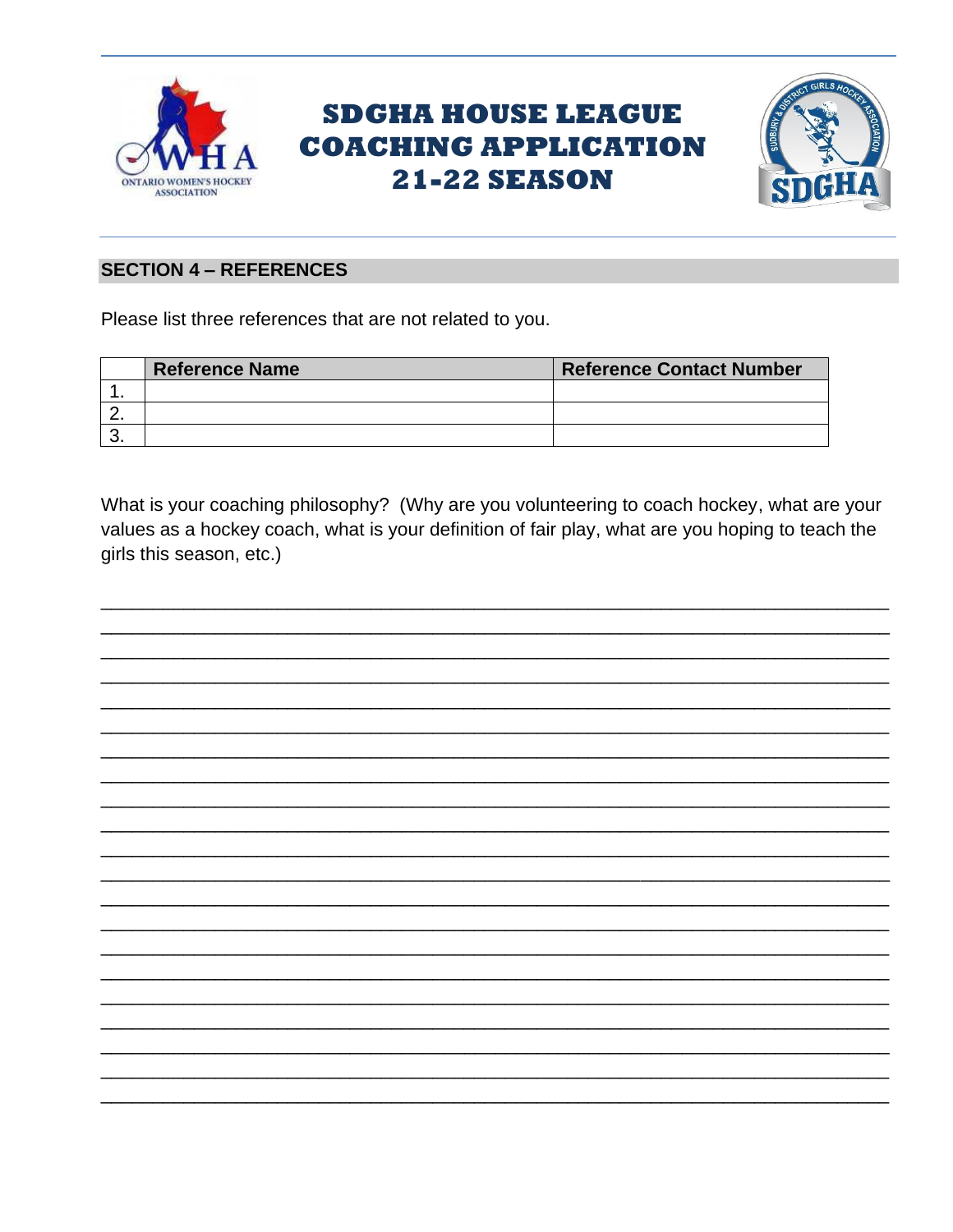# SDGHA HOUSE LEAGUE COACHING APPLICATION 21-22 SEASON

## SECTION 4 – REFERENCES

Please list three references that are not related to you.

| | Reference Name | Reference Contact Number |
|---|---|---|
| 1. | | |
| 2. | | |
| 3. | | |

What is your coaching philosophy? (Why are you volunteering to coach hockey, what are your values as a hockey coach, what is your definition of fair play, what are you hoping to teach the girls this season, etc.)

_______________________________________________________________________________

_______________________________________________________________________________

_______________________________________________________________________________

_______________________________________________________________________________

_______________________________________________________________________________

_______________________________________________________________________________

_______________________________________________________________________________

_______________________________________________________________________________

_______________________________________________________________________________

_______________________________________________________________________________

_______________________________________________________________________________

_______________________________________________________________________________

_______________________________________________________________________________

_______________________________________________________________________________

_______________________________________________________________________________

_______________________________________________________________________________

_______________________________________________________________________________

_______________________________________________________________________________

_______________________________________________________________________________

_______________________________________________________________________________

_______________________________________________________________________________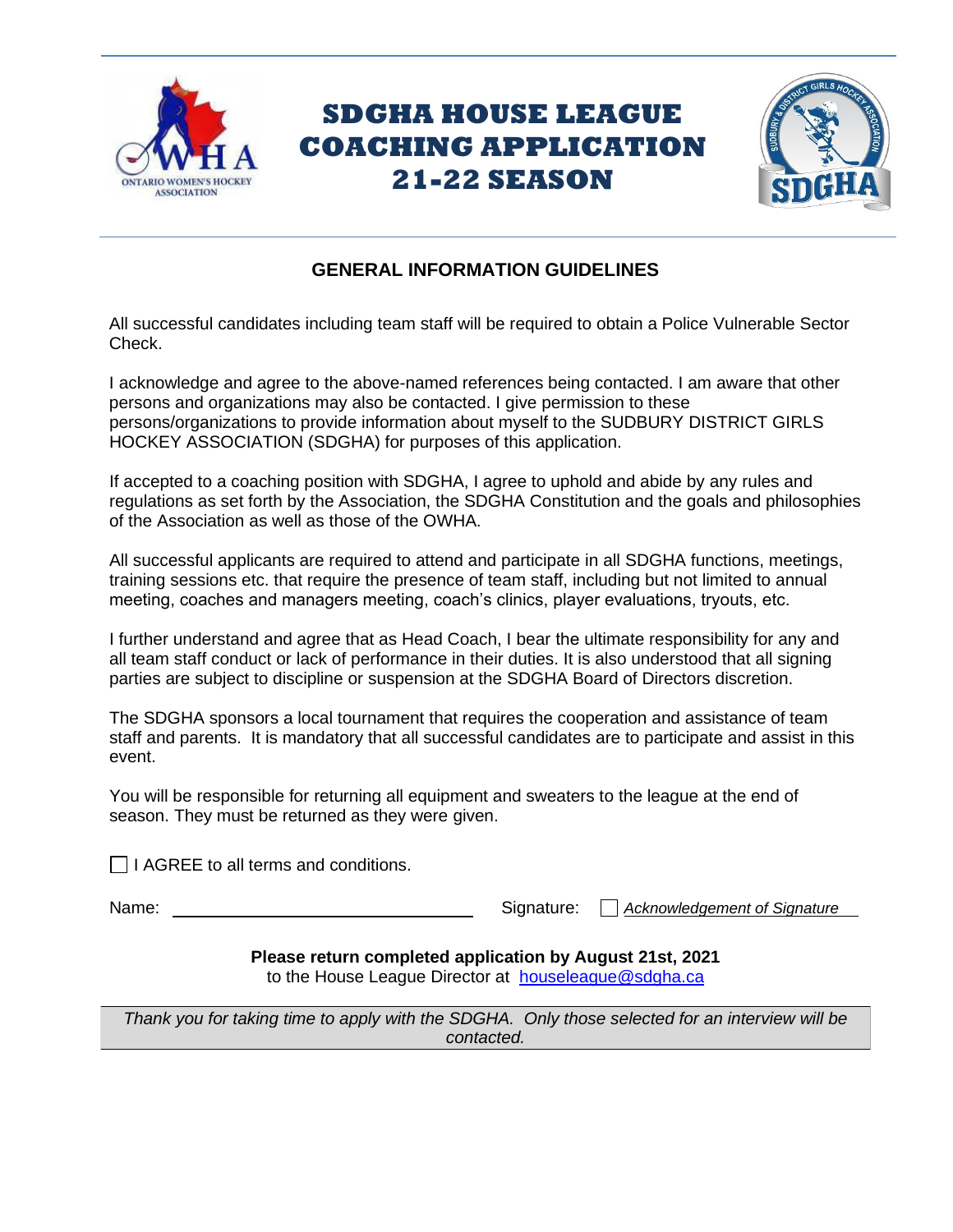# SDGHA HOUSE LEAGUE COACHING APPLICATION 21-22 SEASON

## GENERAL INFORMATION GUIDELINES

All successful candidates including team staff will be required to obtain a Police Vulnerable Sector Check.

I acknowledge and agree to the above-named references being contacted. I am aware that other persons and organizations may also be contacted. I give permission to these persons/organizations to provide information about myself to the SUDBURY DISTRICT GIRLS HOCKEY ASSOCIATION (SDGHA) for purposes of this application.

If accepted to a coaching position with SDGHA, I agree to uphold and abide by any rules and regulations as set forth by the Association, the SDGHA Constitution and the goals and philosophies of the Association as well as those of the OWHA.

All successful applicants are required to attend and participate in all SDGHA functions, meetings, training sessions etc. that require the presence of team staff, including but not limited to annual meeting, coaches and managers meeting, coach's clinics, player evaluations, tryouts, etc.

I further understand and agree that as Head Coach, I bear the ultimate responsibility for any and all team staff conduct or lack of performance in their duties. It is also understood that all signing parties are subject to discipline or suspension at the SDGHA Board of Directors discretion.

The SDGHA sponsors a local tournament that requires the cooperation and assistance of team staff and parents. It is mandatory that all successful candidates are to participate and assist in this event.

You will be responsible for returning all equipment and sweaters to the league at the end of season. They must be returned as they were given.

☐ I AGREE to all terms and conditions.

Name: ______________________________ Signature: ☐ *Acknowledgement of Signature*

**Please return completed application by August 21st, 2021**
to the House League Director at houseleague@sdgha.ca

*Thank you for taking time to apply with the SDGHA. Only those selected for an interview will be contacted.*